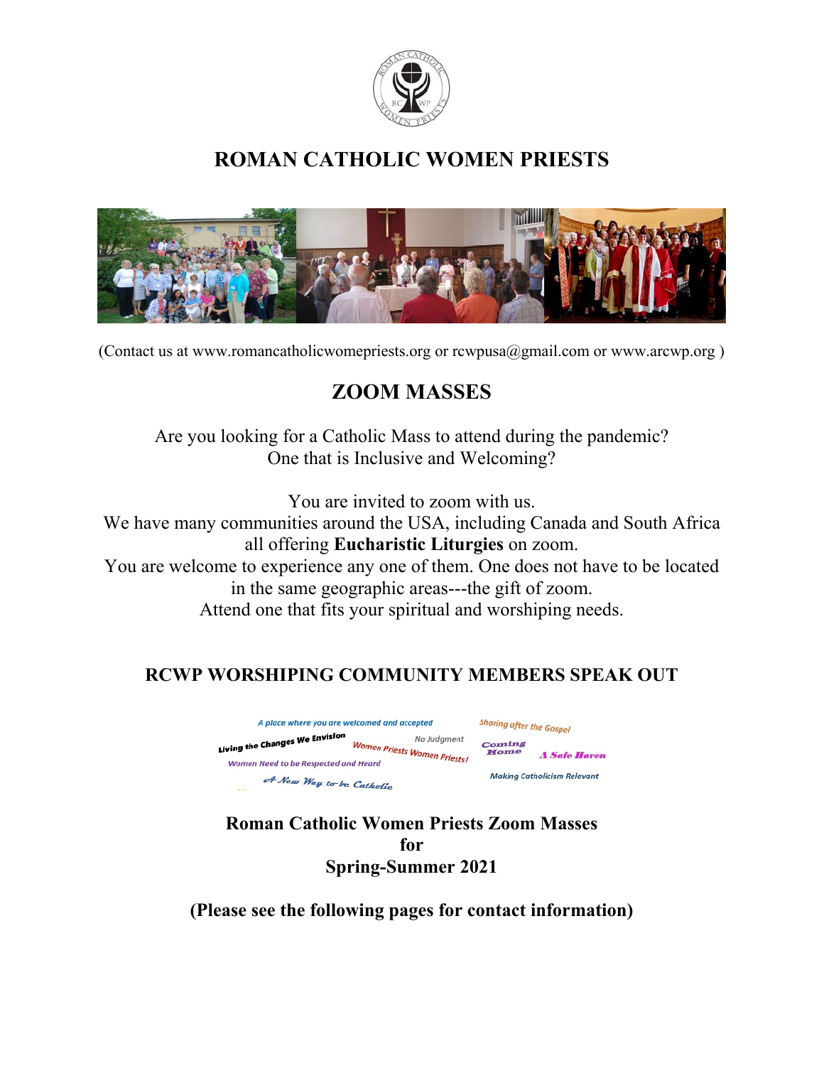# ROMAN CATHOLIC WOMEN PRIESTS

(Contact us at www.romancatholicwomepriests.org or rcwpusa@gmail.com or www.arcwp.org )

## ZOOM MASSES

Are you looking for a Catholic Mass to attend during the pandemic?
One that is Inclusive and Welcoming?

You are invited to zoom with us.
We have many communities around the USA, including Canada and South Africa all offering **Eucharistic Liturgies** on zoom.
You are welcome to experience any one of them. One does not have to be located in the same geographic areas---the gift of zoom.
Attend one that fits your spiritual and worshiping needs.

### RCWP WORSHIPING COMMUNITY MEMBERS SPEAK OUT

A place where you are welcomed and accepted

Sharing after the Gospel

Living the Changes We Envision

No Judgment

Women Priests Women Priests!

Coming Home

A Safe Haven

Women Need to be Respected and Heard

Making Catholicism Relevant

A New Way to be Catholic

**Roman Catholic Women Priests Zoom Masses**
**for**
**Spring-Summer 2021**

**(Please see the following pages for contact information)**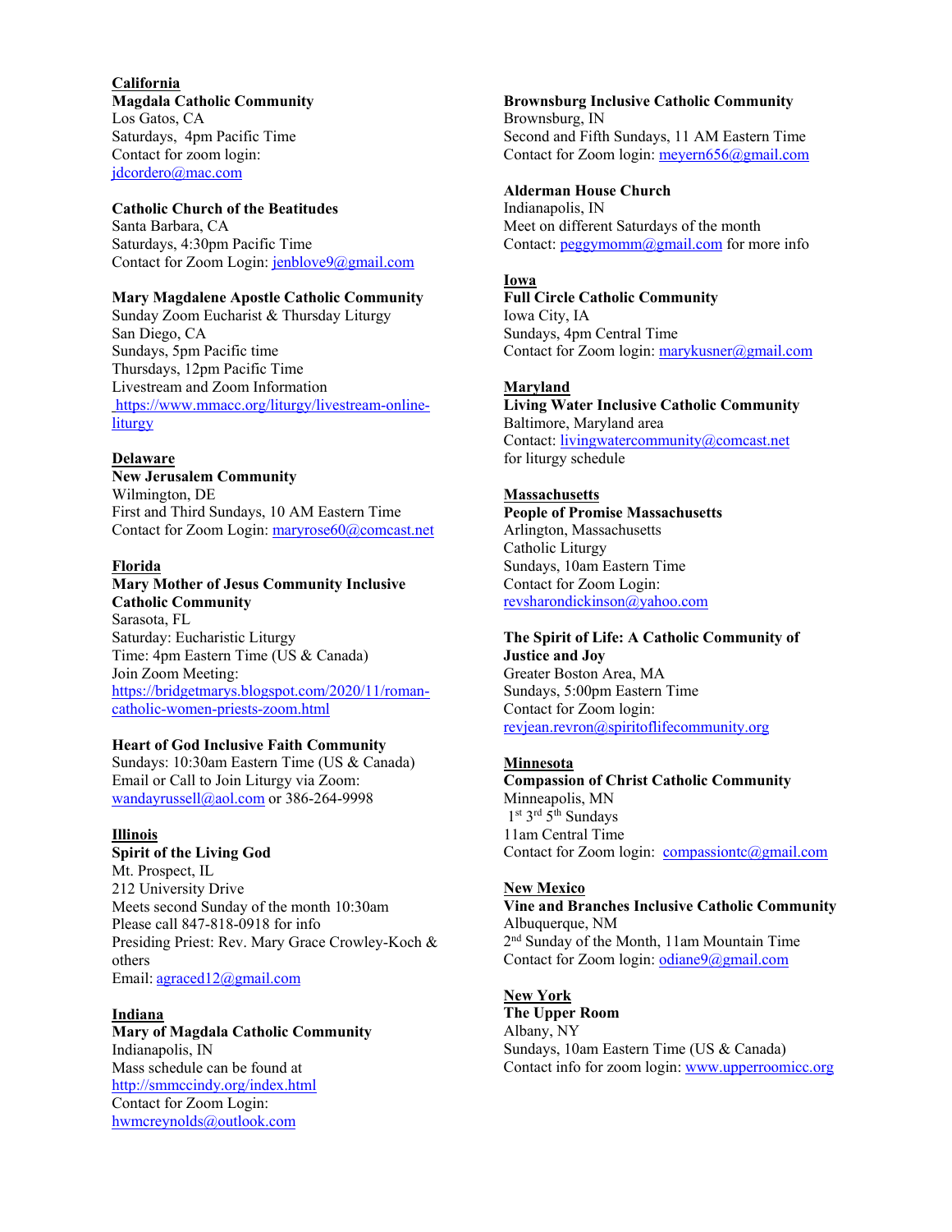**California**

**Magdala Catholic Community**
Los Gatos, CA
Saturdays, 4pm Pacific Time
Contact for zoom login:
jdcordero@mac.com

**Catholic Church of the Beatitudes**
Santa Barbara, CA
Saturdays, 4:30pm Pacific Time
Contact for Zoom Login: jenblove9@gmail.com

**Mary Magdalene Apostle Catholic Community**
Sunday Zoom Eucharist & Thursday Liturgy
San Diego, CA
Sundays, 5pm Pacific time
Thursdays, 12pm Pacific Time
Livestream and Zoom Information
https://www.mmacc.org/liturgy/livestream-online-liturgy

**Delaware**

**New Jerusalem Community**
Wilmington, DE
First and Third Sundays, 10 AM Eastern Time
Contact for Zoom Login: maryrose60@comcast.net

**Florida**

**Mary Mother of Jesus Community Inclusive Catholic Community**
Sarasota, FL
Saturday: Eucharistic Liturgy
Time: 4pm Eastern Time (US & Canada)
Join Zoom Meeting:
https://bridgetmarys.blogspot.com/2020/11/roman-catholic-women-priests-zoom.html

**Heart of God Inclusive Faith Community**
Sundays: 10:30am Eastern Time (US & Canada)
Email or Call to Join Liturgy via Zoom:
wandayrussell@aol.com or 386-264-9998

**Illinois**

**Spirit of the Living God**
Mt. Prospect, IL
212 University Drive
Meets second Sunday of the month 10:30am
Please call 847-818-0918 for info
Presiding Priest: Rev. Mary Grace Crowley-Koch & others
Email: agraced12@gmail.com

**Indiana**

**Mary of Magdala Catholic Community**
Indianapolis, IN
Mass schedule can be found at
http://smmccindy.org/index.html
Contact for Zoom Login:
hwmcreynolds@outlook.com

**Brownsburg Inclusive Catholic Community**
Brownsburg, IN
Second and Fifth Sundays, 11 AM Eastern Time
Contact for Zoom login: meyern656@gmail.com

**Alderman House Church**
Indianapolis, IN
Meet on different Saturdays of the month
Contact: peggymomm@gmail.com for more info

**Iowa**

**Full Circle Catholic Community**
Iowa City, IA
Sundays, 4pm Central Time
Contact for Zoom login: marykusner@gmail.com

**Maryland**

**Living Water Inclusive Catholic Community**
Baltimore, Maryland area
Contact: livingwatercommunity@comcast.net
for liturgy schedule

**Massachusetts**

**People of Promise Massachusetts**
Arlington, Massachusetts
Catholic Liturgy
Sundays, 10am Eastern Time
Contact for Zoom Login:
revsharondickinson@yahoo.com

**The Spirit of Life: A Catholic Community of Justice and Joy**
Greater Boston Area, MA
Sundays, 5:00pm Eastern Time
Contact for Zoom login:
revjean.revron@spiritoflifecommunity.org

**Minnesota**

**Compassion of Christ Catholic Community**
Minneapolis, MN
1st 3rd 5th Sundays
11am Central Time
Contact for Zoom login: compassiontc@gmail.com

**New Mexico**

**Vine and Branches Inclusive Catholic Community**
Albuquerque, NM
2nd Sunday of the Month, 11am Mountain Time
Contact for Zoom login: odiane9@gmail.com

**New York**

**The Upper Room**
Albany, NY
Sundays, 10am Eastern Time (US & Canada)
Contact info for zoom login: www.upperroomicc.org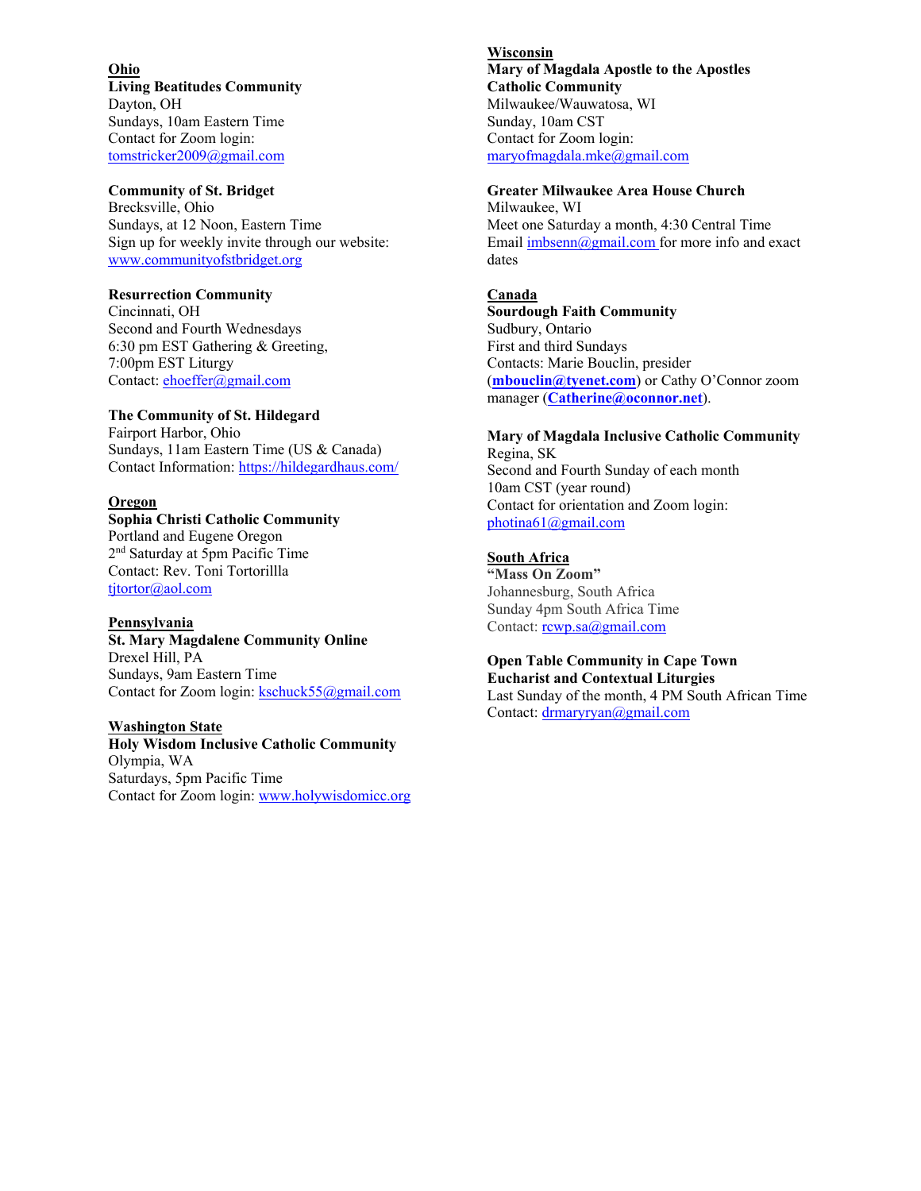**Ohio**

**Living Beatitudes Community**
Dayton, OH
Sundays, 10am Eastern Time
Contact for Zoom login:
tomstricker2009@gmail.com

**Community of St. Bridget**
Brecksville, Ohio
Sundays, at 12 Noon, Eastern Time
Sign up for weekly invite through our website:
www.communityofstbridget.org

**Resurrection Community**
Cincinnati, OH
Second and Fourth Wednesdays
6:30 pm EST Gathering & Greeting,
7:00pm EST Liturgy
Contact: ehoeffer@gmail.com

**The Community of St. Hildegard**
Fairport Harbor, Ohio
Sundays, 11am Eastern Time (US & Canada)
Contact Information: https://hildegardhaus.com/

**Oregon**

**Sophia Christi Catholic Community**
Portland and Eugene Oregon
2nd Saturday at 5pm Pacific Time
Contact: Rev. Toni Tortorillla
tjtortor@aol.com

**Pennsylvania**

**St. Mary Magdalene Community Online**
Drexel Hill, PA
Sundays, 9am Eastern Time
Contact for Zoom login: kschuck55@gmail.com

**Washington State**

**Holy Wisdom Inclusive Catholic Community**
Olympia, WA
Saturdays, 5pm Pacific Time
Contact for Zoom login: www.holywisdomicc.org

**Wisconsin**

**Mary of Magdala Apostle to the Apostles Catholic Community**
Milwaukee/Wauwatosa, WI
Sunday, 10am CST
Contact for Zoom login:
maryofmagdala.mke@gmail.com

**Greater Milwaukee Area House Church**
Milwaukee, WI
Meet one Saturday a month, 4:30 Central Time
Email imbsenn@gmail.com for more info and exact dates

**Canada**

**Sourdough Faith Community**
Sudbury, Ontario
First and third Sundays
Contacts: Marie Bouclin, presider (**mbouclin@tyenet.com**) or Cathy O'Connor zoom manager (**Catherine@oconnor.net**).

**Mary of Magdala Inclusive Catholic Community**
Regina, SK
Second and Fourth Sunday of each month
10am CST (year round)
Contact for orientation and Zoom login:
photina61@gmail.com

**South Africa**

**"Mass On Zoom"**
Johannesburg, South Africa
Sunday 4pm South Africa Time
Contact: rcwp.sa@gmail.com

**Open Table Community in Cape Town**
**Eucharist and Contextual Liturgies**
Last Sunday of the month, 4 PM South African Time
Contact: drmaryryan@gmail.com